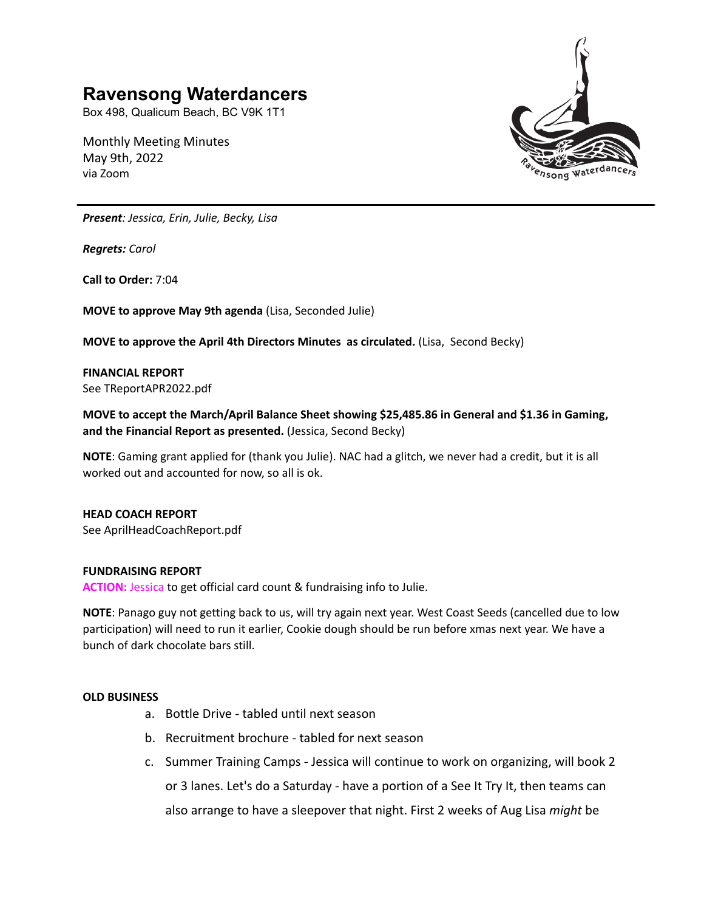# Ravensong Waterdancers

Box 498, Qualicum Beach, BC V9K 1T1

Monthly Meeting Minutes
May 9th, 2022
via Zoom

***Present**: Jessica, Erin, Julie, Becky, Lisa*

***Regrets:** Carol*

**Call to Order:** 7:04

**MOVE to approve May 9th agenda** (Lisa, Seconded Julie)

**MOVE to approve the April 4th Directors Minutes as circulated.** (Lisa, Second Becky)

**FINANCIAL REPORT**
See TReportAPR2022.pdf

**MOVE to accept the March/April Balance Sheet showing $25,485.86 in General and $1.36 in Gaming, and the Financial Report as presented.** (Jessica, Second Becky)

**NOTE**: Gaming grant applied for (thank you Julie). NAC had a glitch, we never had a credit, but it is all worked out and accounted for now, so all is ok.

**HEAD COACH REPORT**
See AprilHeadCoachReport.pdf

**FUNDRAISING REPORT**
**ACTION:** Jessica to get official card count & fundraising info to Julie.

**NOTE**: Panago guy not getting back to us, will try again next year. West Coast Seeds (cancelled due to low participation) will need to run it earlier, Cookie dough should be run before xmas next year. We have a bunch of dark chocolate bars still.

**OLD BUSINESS**

a. Bottle Drive - tabled until next season
b. Recruitment brochure - tabled for next season
c. Summer Training Camps - Jessica will continue to work on organizing, will book 2 or 3 lanes. Let's do a Saturday - have a portion of a See It Try It, then teams can also arrange to have a sleepover that night. First 2 weeks of Aug Lisa *might* be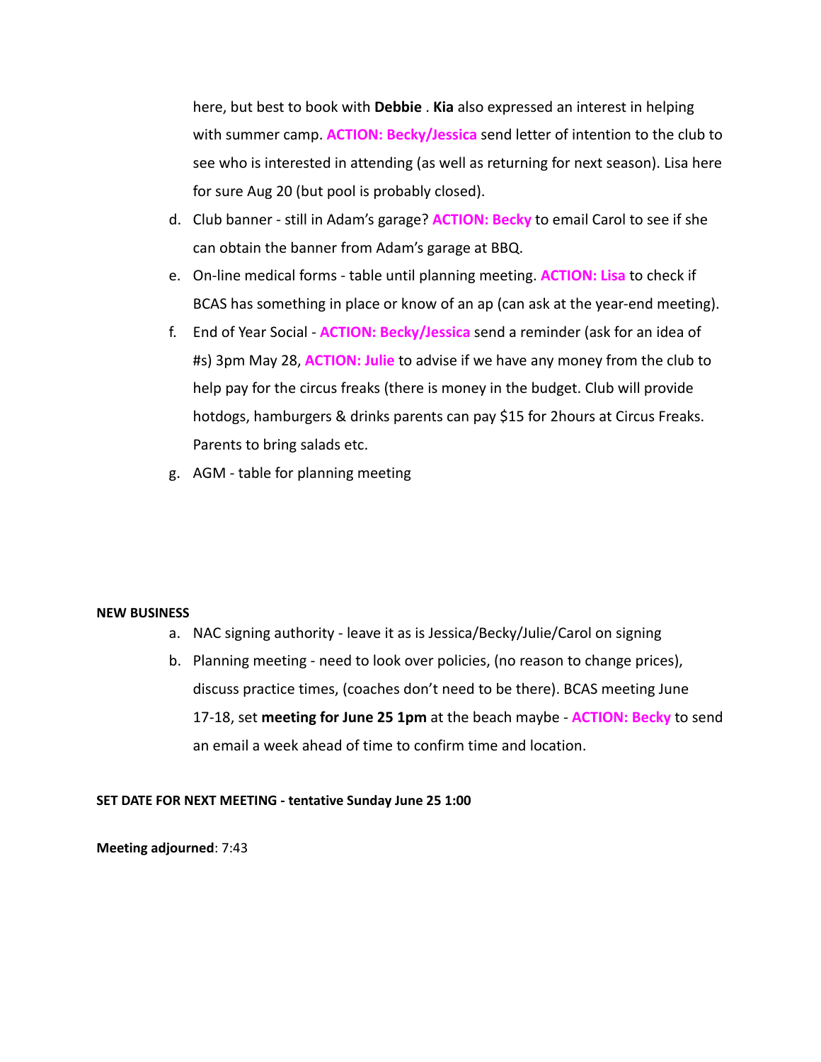here, but best to book with **Debbie** . **Kia** also expressed an interest in helping with summer camp. **ACTION: Becky/Jessica** send letter of intention to the club to see who is interested in attending (as well as returning for next season). Lisa here for sure Aug 20 (but pool is probably closed).

d. Club banner - still in Adam's garage? **ACTION: Becky** to email Carol to see if she can obtain the banner from Adam's garage at BBQ.
e. On-line medical forms - table until planning meeting. **ACTION: Lisa** to check if BCAS has something in place or know of an ap (can ask at the year-end meeting).
f. End of Year Social - **ACTION: Becky/Jessica** send a reminder (ask for an idea of #s) 3pm May 28, **ACTION: Julie** to advise if we have any money from the club to help pay for the circus freaks (there is money in the budget. Club will provide hotdogs, hamburgers & drinks parents can pay $15 for 2hours at Circus Freaks. Parents to bring salads etc.
g. AGM - table for planning meeting

**NEW BUSINESS**

a. NAC signing authority - leave it as is Jessica/Becky/Julie/Carol on signing
b. Planning meeting - need to look over policies, (no reason to change prices), discuss practice times, (coaches don't need to be there). BCAS meeting June 17-18, set **meeting for June 25 1pm** at the beach maybe - **ACTION: Becky** to send an email a week ahead of time to confirm time and location.

**SET DATE FOR NEXT MEETING - tentative Sunday June 25 1:00**

**Meeting adjourned**: 7:43